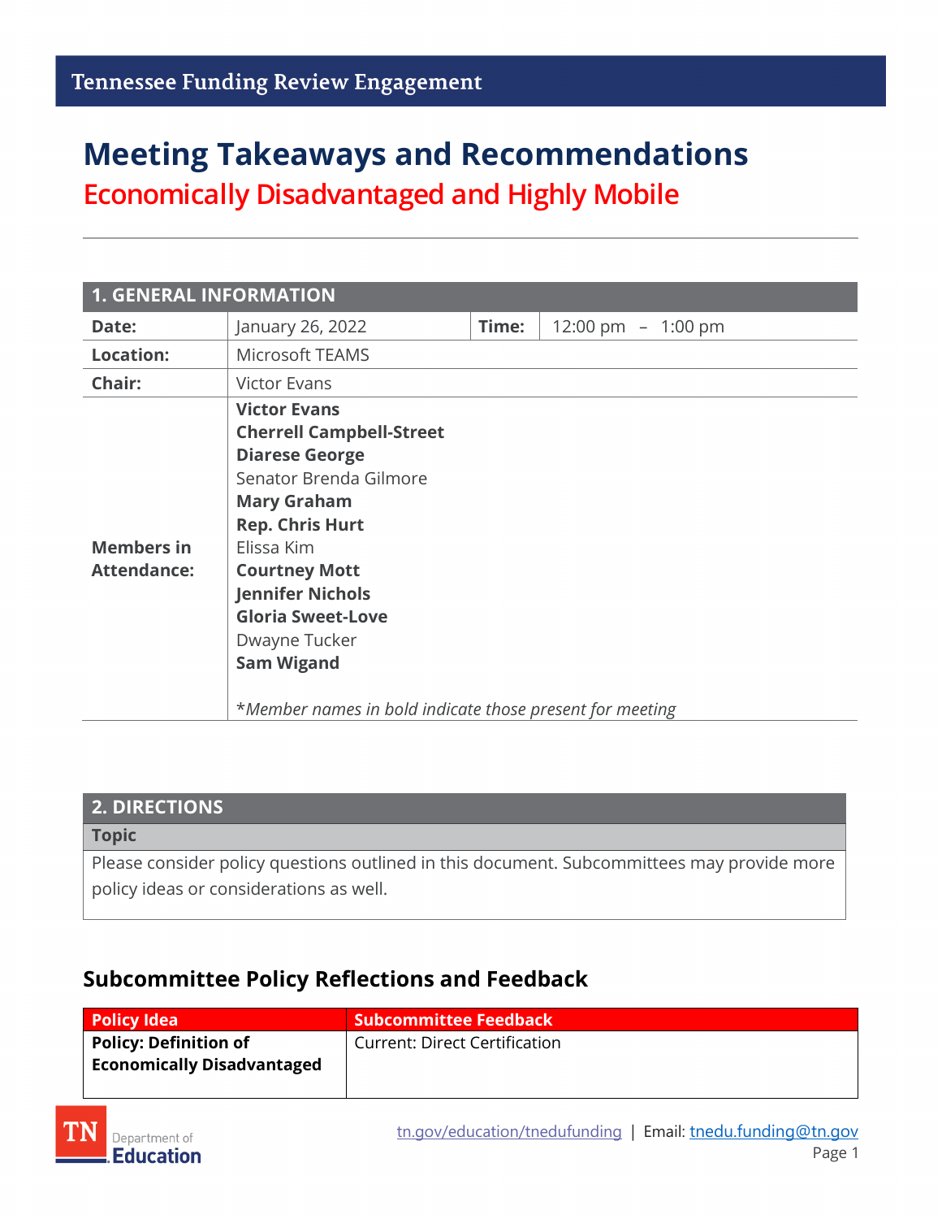Tennessee Funding Review Engagement

# Meeting Takeaways and Recommendations

## Economically Disadvantaged and Highly Mobile

| 1. GENERAL INFORMATION | | | |
|---|---|---|---|
| **Date:** | January 26, 2022 | **Time:** | 12:00 pm – 1:00 pm |
| **Location:** | Microsoft TEAMS | | |
| **Chair:** | Victor Evans | | |
| **Members in Attendance:** | **Victor Evans**<br>**Cherrell Campbell-Street**<br>**Diarese George**<br>Senator Brenda Gilmore<br>**Mary Graham**<br>**Rep. Chris Hurt**<br>Elissa Kim<br>**Courtney Mott**<br>**Jennifer Nichols**<br>**Gloria Sweet-Love**<br>Dwayne Tucker<br>**Sam Wigand**<br><br>**Member names in bold indicate those present for meeting* | | |

| 2. DIRECTIONS |
|---|
| **Topic** |
| Please consider policy questions outlined in this document. Subcommittees may provide more policy ideas or considerations as well. |

### Subcommittee Policy Reflections and Feedback

| Policy Idea | Subcommittee Feedback |
|---|---|
| **Policy: Definition of Economically Disadvantaged** | Current: Direct Certification |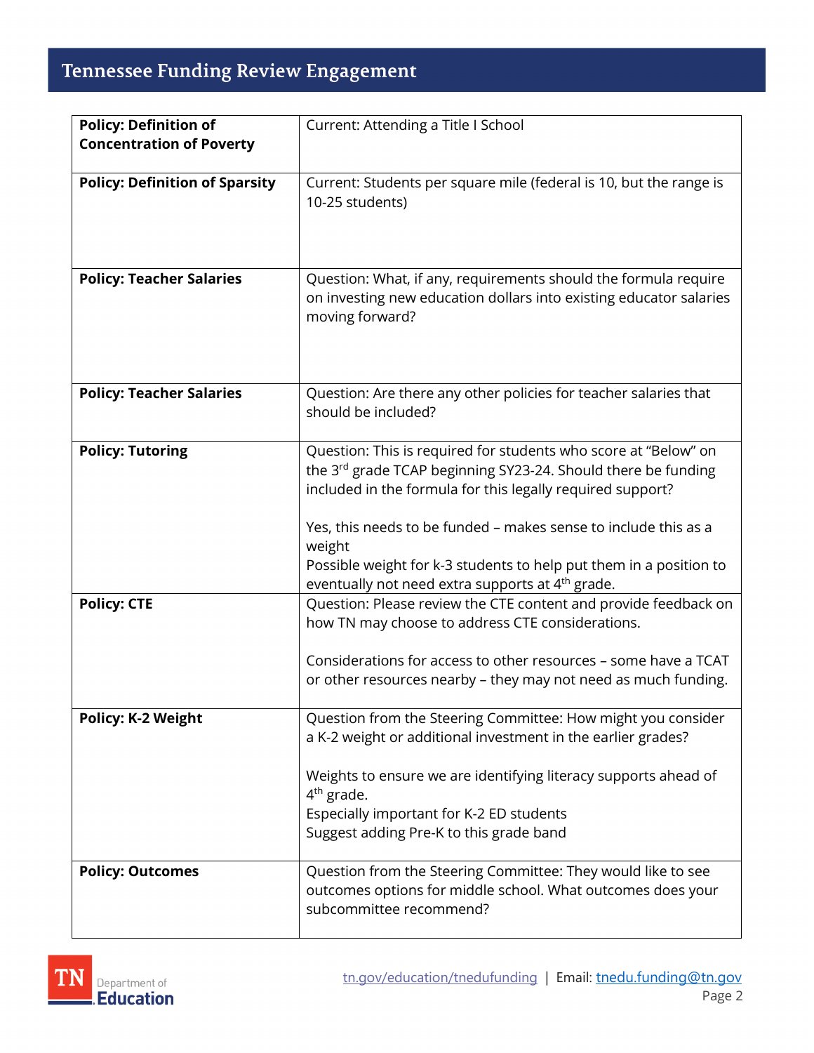| Policy | Details |
| --- | --- |
| **Policy: Definition of Concentration of Poverty** | Current: Attending a Title I School |
| **Policy: Definition of Sparsity** | Current: Students per square mile (federal is 10, but the range is 10-25 students) |
| **Policy: Teacher Salaries** | Question: What, if any, requirements should the formula require on investing new education dollars into existing educator salaries moving forward? |
| **Policy: Teacher Salaries** | Question: Are there any other policies for teacher salaries that should be included? |
| **Policy: Tutoring** | Question: This is required for students who score at "Below" on the 3rd grade TCAP beginning SY23-24. Should there be funding included in the formula for this legally required support?<br><br>Yes, this needs to be funded – makes sense to include this as a weight<br>Possible weight for k-3 students to help put them in a position to eventually not need extra supports at 4th grade. |
| **Policy: CTE** | Question: Please review the CTE content and provide feedback on how TN may choose to address CTE considerations.<br><br>Considerations for access to other resources – some have a TCAT or other resources nearby – they may not need as much funding. |
| **Policy: K-2 Weight** | Question from the Steering Committee: How might you consider a K-2 weight or additional investment in the earlier grades?<br><br>Weights to ensure we are identifying literacy supports ahead of 4th grade.<br>Especially important for K-2 ED students<br>Suggest adding Pre-K to this grade band |
| **Policy: Outcomes** | Question from the Steering Committee: They would like to see outcomes options for middle school. What outcomes does your subcommittee recommend? |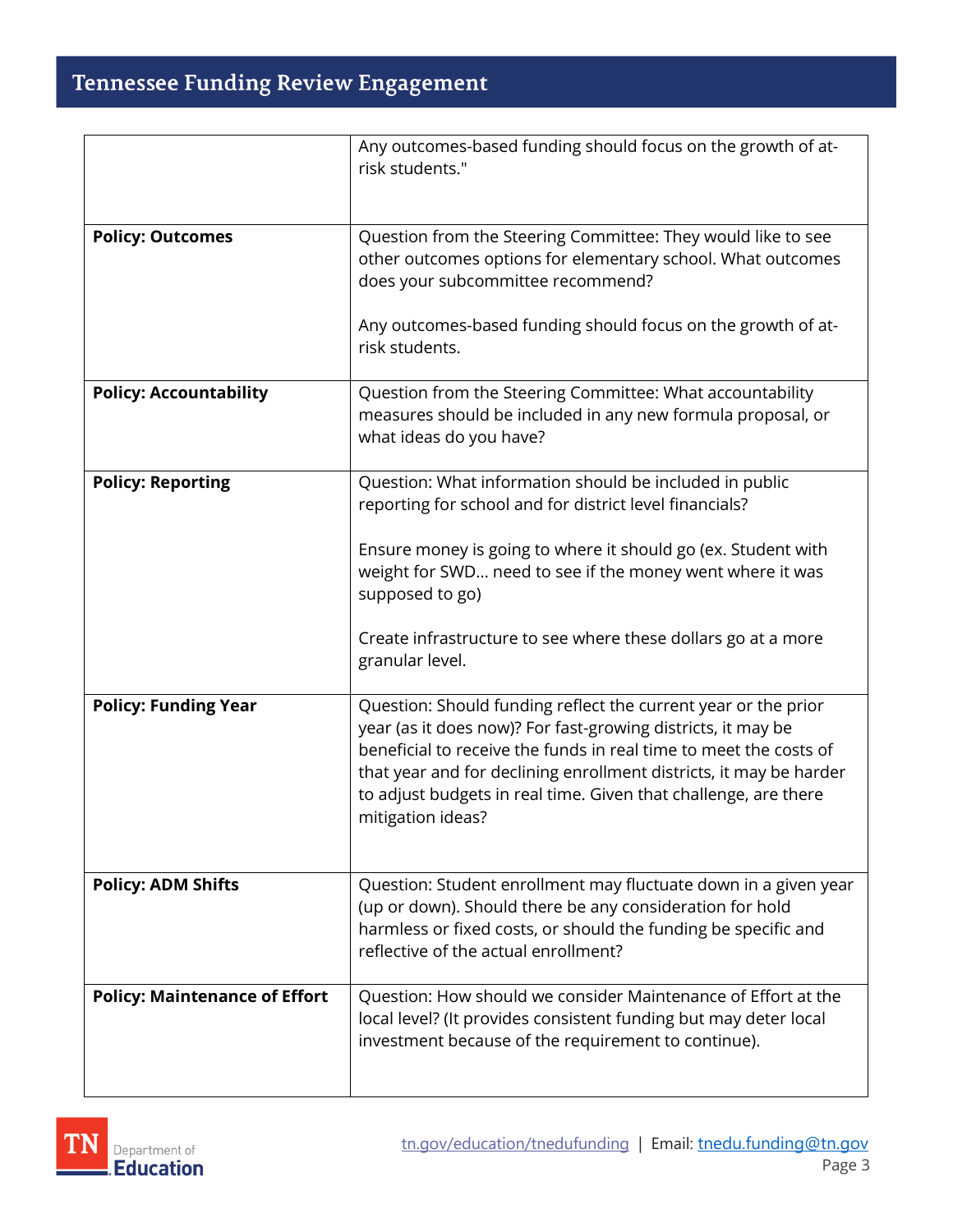|  |  |
| --- | --- |
|  | Any outcomes-based funding should focus on the growth of at-risk students." |
| **Policy: Outcomes** | Question from the Steering Committee: They would like to see other outcomes options for elementary school. What outcomes does your subcommittee recommend?<br><br>Any outcomes-based funding should focus on the growth of at-risk students. |
| **Policy: Accountability** | Question from the Steering Committee: What accountability measures should be included in any new formula proposal, or what ideas do you have? |
| **Policy: Reporting** | Question: What information should be included in public reporting for school and for district level financials?<br><br>Ensure money is going to where it should go (ex. Student with weight for SWD… need to see if the money went where it was supposed to go)<br><br>Create infrastructure to see where these dollars go at a more granular level. |
| **Policy: Funding Year** | Question: Should funding reflect the current year or the prior year (as it does now)? For fast-growing districts, it may be beneficial to receive the funds in real time to meet the costs of that year and for declining enrollment districts, it may be harder to adjust budgets in real time. Given that challenge, are there mitigation ideas? |
| **Policy: ADM Shifts** | Question: Student enrollment may fluctuate down in a given year (up or down). Should there be any consideration for hold harmless or fixed costs, or should the funding be specific and reflective of the actual enrollment? |
| **Policy: Maintenance of Effort** | Question: How should we consider Maintenance of Effort at the local level? (It provides consistent funding but may deter local investment because of the requirement to continue). |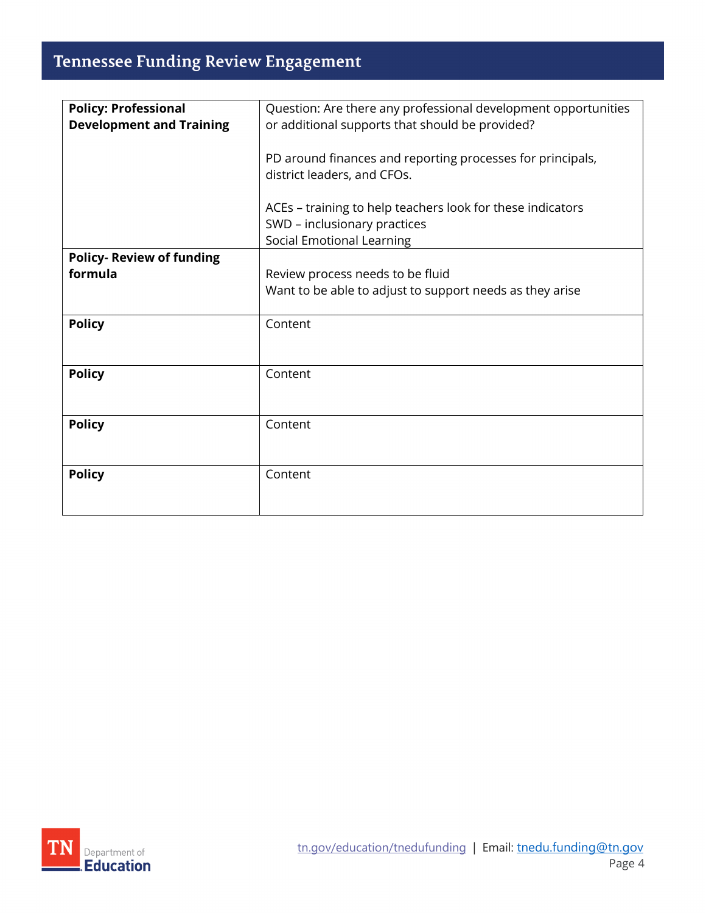| | |
|---|---|
| **Policy: Professional Development and Training** | Question: Are there any professional development opportunities or additional supports that should be provided?<br><br>PD around finances and reporting processes for principals, district leaders, and CFOs.<br><br>ACEs – training to help teachers look for these indicators<br>SWD – inclusionary practices<br>Social Emotional Learning |
| **Policy- Review of funding formula** | Review process needs to be fluid<br>Want to be able to adjust to support needs as they arise |
| **Policy** | Content |
| **Policy** | Content |
| **Policy** | Content |
| **Policy** | Content |